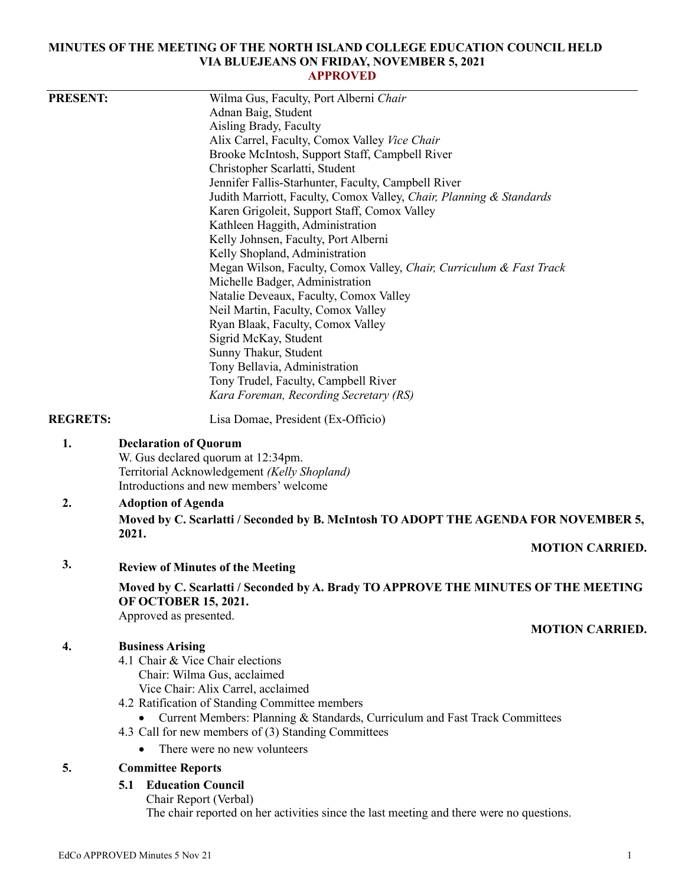# MINUTES OF THE MEETING OF THE NORTH ISLAND COLLEGE EDUCATION COUNCIL HELD VIA BLUEJEANS ON FRIDAY, NOVEMBER 5, 2021

**APPROVED**

---

**PRESENT:**

Wilma Gus, Faculty, Port Alberni *Chair*
Adnan Baig, Student
Aisling Brady, Faculty
Alix Carrel, Faculty, Comox Valley *Vice Chair*
Brooke McIntosh, Support Staff, Campbell River
Christopher Scarlatti, Student
Jennifer Fallis-Starhunter, Faculty, Campbell River
Judith Marriott, Faculty, Comox Valley, *Chair, Planning & Standards*
Karen Grigoleit, Support Staff, Comox Valley
Kathleen Haggith, Administration
Kelly Johnsen, Faculty, Port Alberni
Kelly Shopland, Administration
Megan Wilson, Faculty, Comox Valley, *Chair, Curriculum & Fast Track*
Michelle Badger, Administration
Natalie Deveaux, Faculty, Comox Valley
Neil Martin, Faculty, Comox Valley
Ryan Blaak, Faculty, Comox Valley
Sigrid McKay, Student
Sunny Thakur, Student
Tony Bellavia, Administration
Tony Trudel, Faculty, Campbell River
*Kara Foreman, Recording Secretary (RS)*

**REGRETS:**

Lisa Domae, President (Ex-Officio)

**1. Declaration of Quorum**

W. Gus declared quorum at 12:34pm.
Territorial Acknowledgement *(Kelly Shopland)*
Introductions and new members' welcome

**2. Adoption of Agenda**

**Moved by C. Scarlatti / Seconded by B. McIntosh TO ADOPT THE AGENDA FOR NOVEMBER 5, 2021.**

**MOTION CARRIED.**

**3. Review of Minutes of the Meeting**

**Moved by C. Scarlatti / Seconded by A. Brady TO APPROVE THE MINUTES OF THE MEETING OF OCTOBER 15, 2021.**

Approved as presented.

**MOTION CARRIED.**

**4. Business Arising**

4.1 Chair & Vice Chair elections
Chair: Wilma Gus, acclaimed
Vice Chair: Alix Carrel, acclaimed

4.2 Ratification of Standing Committee members

- Current Members: Planning & Standards, Curriculum and Fast Track Committees

4.3 Call for new members of (3) Standing Committees

- There were no new volunteers

**5. Committee Reports**

**5.1 Education Council**

Chair Report (Verbal)
The chair reported on her activities since the last meeting and there were no questions.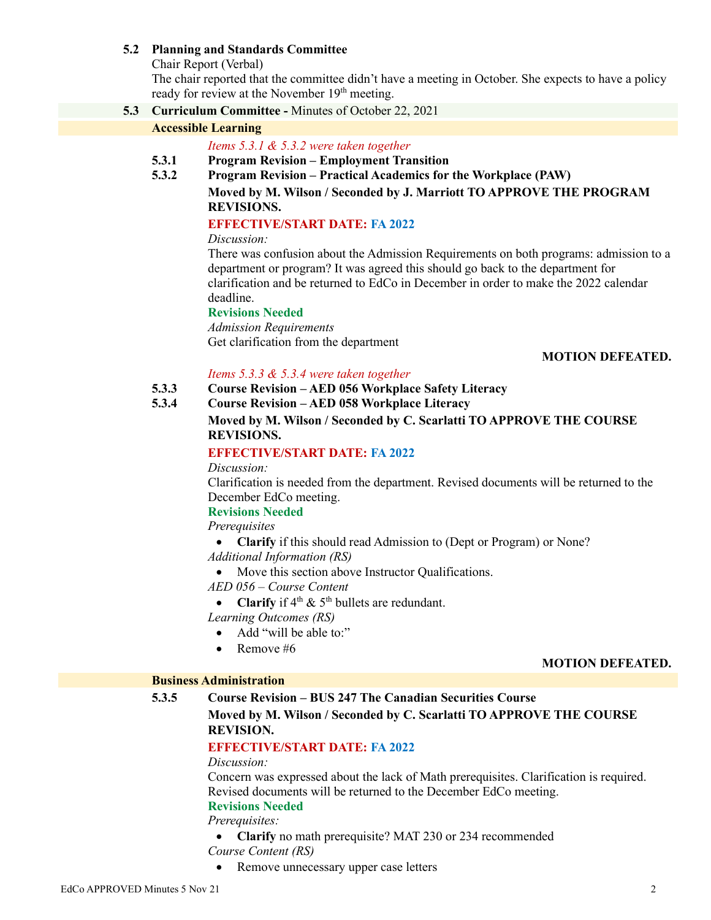### 5.2 Planning and Standards Committee

Chair Report (Verbal)

The chair reported that the committee didn't have a meeting in October. She expects to have a policy ready for review at the November 19th meeting.

### 5.3 Curriculum Committee - Minutes of October 22, 2021

**Accessible Learning**

*Items 5.3.1 & 5.3.2 were taken together*

**5.3.1 Program Revision – Employment Transition**

**5.3.2 Program Revision – Practical Academics for the Workplace (PAW)**

**Moved by M. Wilson / Seconded by J. Marriott TO APPROVE THE PROGRAM REVISIONS.**

**EFFECTIVE/START DATE: FA 2022**

*Discussion:*

There was confusion about the Admission Requirements on both programs: admission to a department or program? It was agreed this should go back to the department for clarification and be returned to EdCo in December in order to make the 2022 calendar deadline.

**Revisions Needed**

*Admission Requirements*

Get clarification from the department

**MOTION DEFEATED.**

*Items 5.3.3 & 5.3.4 were taken together*

**5.3.3 Course Revision – AED 056 Workplace Safety Literacy**

**5.3.4 Course Revision – AED 058 Workplace Literacy**

**Moved by M. Wilson / Seconded by C. Scarlatti TO APPROVE THE COURSE REVISIONS.**

**EFFECTIVE/START DATE: FA 2022**

*Discussion:*

Clarification is needed from the department. Revised documents will be returned to the December EdCo meeting.

**Revisions Needed**

*Prerequisites*

- **Clarify** if this should read Admission to (Dept or Program) or None?

*Additional Information (RS)*

- Move this section above Instructor Qualifications.

*AED 056 – Course Content*

- **Clarify** if 4th & 5th bullets are redundant.

*Learning Outcomes (RS)*

- Add "will be able to:"
- Remove #6

**MOTION DEFEATED.**

**Business Administration**

**5.3.5 Course Revision – BUS 247 The Canadian Securities Course**

**Moved by M. Wilson / Seconded by C. Scarlatti TO APPROVE THE COURSE REVISION.**

**EFFECTIVE/START DATE: FA 2022**

*Discussion:*

Concern was expressed about the lack of Math prerequisites. Clarification is required. Revised documents will be returned to the December EdCo meeting.

**Revisions Needed**

*Prerequisites:*

- **Clarify** no math prerequisite? MAT 230 or 234 recommended

*Course Content (RS)*

- Remove unnecessary upper case letters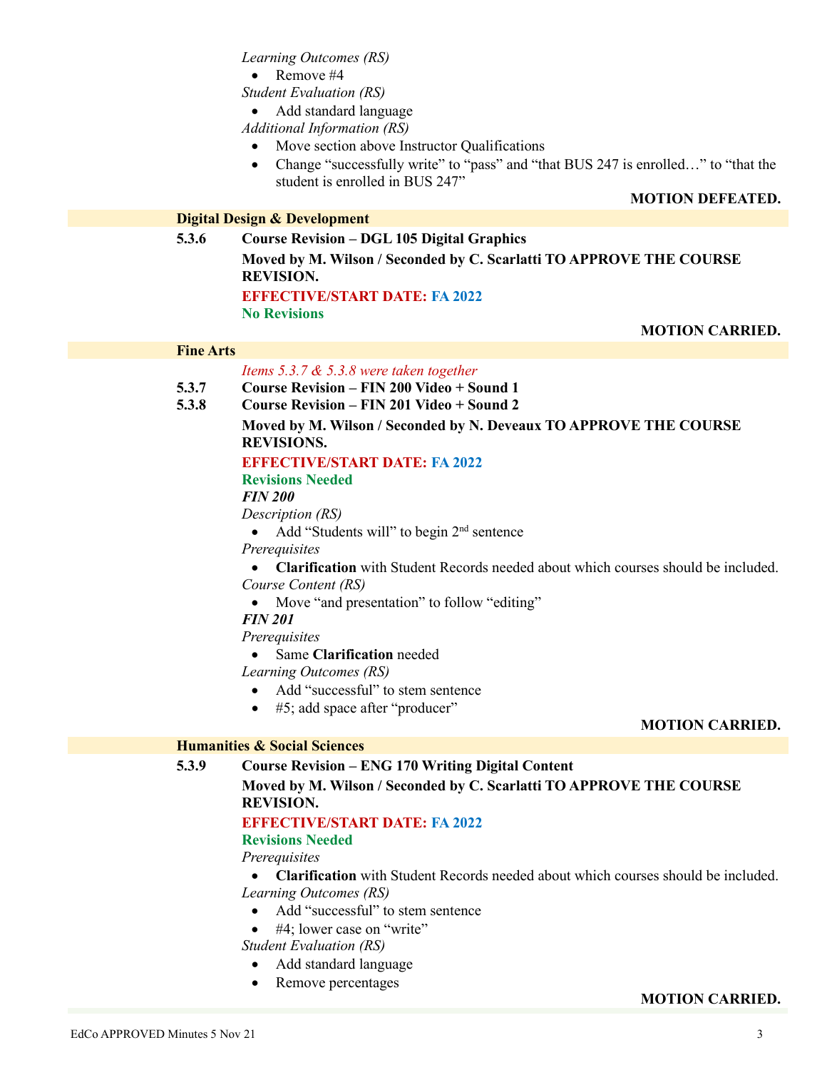*Learning Outcomes (RS)*

- Remove #4

*Student Evaluation (RS)*

- Add standard language

*Additional Information (RS)*

- Move section above Instructor Qualifications
- Change "successfully write" to "pass" and "that BUS 247 is enrolled…" to "that the student is enrolled in BUS 247"

**MOTION DEFEATED.**

**Digital Design & Development**

**5.3.6 Course Revision – DGL 105 Digital Graphics**

**Moved by M. Wilson / Seconded by C. Scarlatti TO APPROVE THE COURSE REVISION.**

**EFFECTIVE/START DATE: FA 2022**

**No Revisions**

**MOTION CARRIED.**

**Fine Arts**

*Items 5.3.7 & 5.3.8 were taken together*

**5.3.7 Course Revision – FIN 200 Video + Sound 1**

**5.3.8 Course Revision – FIN 201 Video + Sound 2**

**Moved by M. Wilson / Seconded by N. Deveaux TO APPROVE THE COURSE REVISIONS.**

**EFFECTIVE/START DATE: FA 2022**

**Revisions Needed**

***FIN 200***

*Description (RS)*

- Add "Students will" to begin 2nd sentence

*Prerequisites*

- **Clarification** with Student Records needed about which courses should be included.

*Course Content (RS)*

- Move "and presentation" to follow "editing"

***FIN 201***

*Prerequisites*

- Same **Clarification** needed

*Learning Outcomes (RS)*

- Add "successful" to stem sentence
- #5; add space after "producer"

**MOTION CARRIED.**

**Humanities & Social Sciences**

**5.3.9 Course Revision – ENG 170 Writing Digital Content**

**Moved by M. Wilson / Seconded by C. Scarlatti TO APPROVE THE COURSE REVISION.**

**EFFECTIVE/START DATE: FA 2022**

**Revisions Needed**

*Prerequisites*

- **Clarification** with Student Records needed about which courses should be included.

*Learning Outcomes (RS)*

- Add "successful" to stem sentence
- #4; lower case on "write"

*Student Evaluation (RS)*

- Add standard language
- Remove percentages

**MOTION CARRIED.**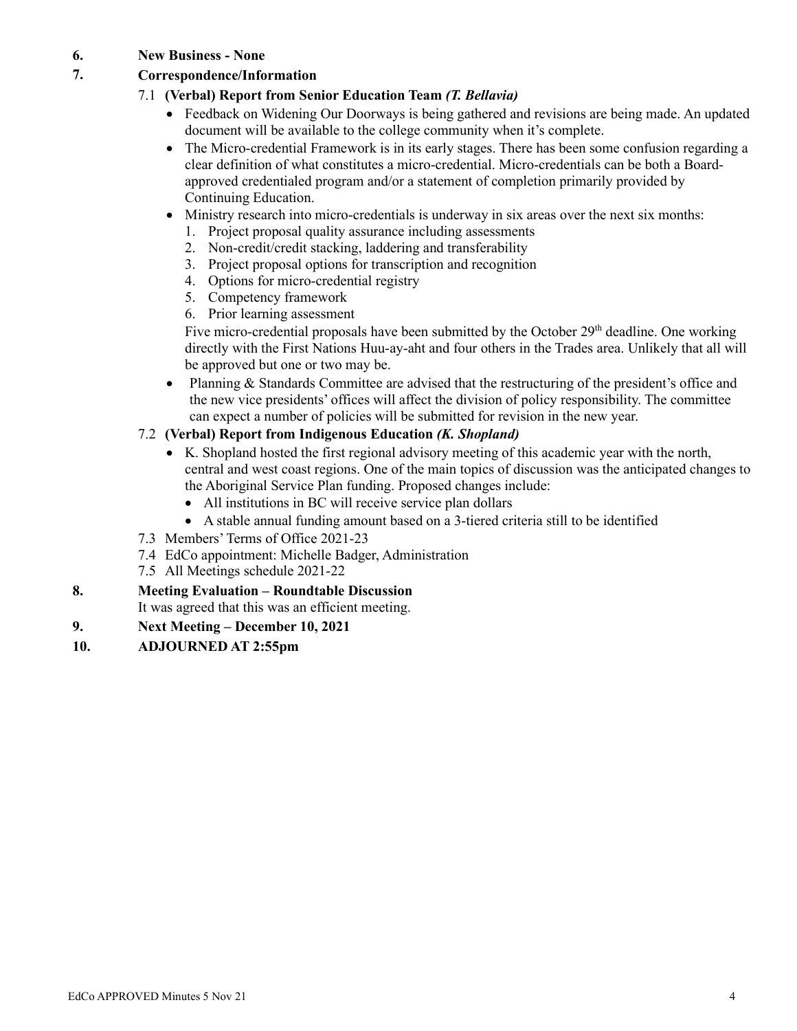**6. New Business - None**

**7. Correspondence/Information**

7.1 **(Verbal) Report from Senior Education Team *(T. Bellavia)***

- Feedback on Widening Our Doorways is being gathered and revisions are being made. An updated document will be available to the college community when it's complete.
- The Micro-credential Framework is in its early stages. There has been some confusion regarding a clear definition of what constitutes a micro-credential. Micro-credentials can be both a Board-approved credentialed program and/or a statement of completion primarily provided by Continuing Education.
- Ministry research into micro-credentials is underway in six areas over the next six months:
  1. Project proposal quality assurance including assessments
  2. Non-credit/credit stacking, laddering and transferability
  3. Project proposal options for transcription and recognition
  4. Options for micro-credential registry
  5. Competency framework
  6. Prior learning assessment

  Five micro-credential proposals have been submitted by the October 29th deadline. One working directly with the First Nations Huu-ay-aht and four others in the Trades area. Unlikely that all will be approved but one or two may be.
- Planning & Standards Committee are advised that the restructuring of the president's office and the new vice presidents' offices will affect the division of policy responsibility. The committee can expect a number of policies will be submitted for revision in the new year.

7.2 **(Verbal) Report from Indigenous Education *(K. Shopland)***

- K. Shopland hosted the first regional advisory meeting of this academic year with the north, central and west coast regions. One of the main topics of discussion was the anticipated changes to the Aboriginal Service Plan funding. Proposed changes include:
  - All institutions in BC will receive service plan dollars
  - A stable annual funding amount based on a 3-tiered criteria still to be identified

7.3 Members' Terms of Office 2021-23

7.4 EdCo appointment: Michelle Badger, Administration

7.5 All Meetings schedule 2021-22

**8. Meeting Evaluation – Roundtable Discussion**

It was agreed that this was an efficient meeting.

**9. Next Meeting – December 10, 2021**

**10. ADJOURNED AT 2:55pm**